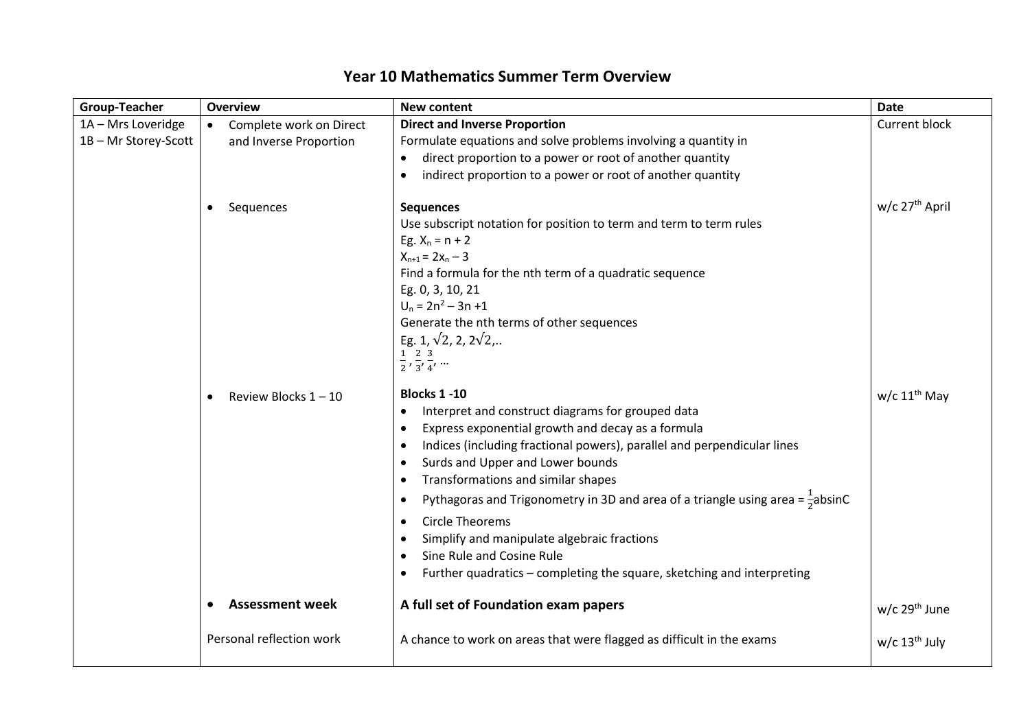# Year 10 Mathematics Summer Term Overview

| Group-Teacher | Overview | New content | Date |
|---|---|---|---|
| 1A – Mrs Loveridge<br>1B – Mr Storey-Scott | • Complete work on Direct and Inverse Proportion | **Direct and Inverse Proportion**<br>Formulate equations and solve problems involving a quantity in<br>• direct proportion to a power or root of another quantity<br>• indirect proportion to a power or root of another quantity | Current block |
| | • Sequences | **Sequences**<br>Use subscript notation for position to term and term to term rules<br>Eg. $X_n = n + 2$<br>$X_{n+1} = 2x_n – 3$<br>Find a formula for the nth term of a quadratic sequence<br>Eg. 0, 3, 10, 21<br>$U_n = 2n^2 – 3n + 1$<br>Generate the nth terms of other sequences<br>Eg. 1, $\sqrt{2}$, 2, $2\sqrt{2}$,..<br>$\frac{1}{2}, \frac{2}{3}, \frac{3}{4}, \ldots$ | w/c 27th April |
| | • Review Blocks 1 – 10 | **Blocks 1 -10**<br>• Interpret and construct diagrams for grouped data<br>• Express exponential growth and decay as a formula<br>• Indices (including fractional powers), parallel and perpendicular lines<br>• Surds and Upper and Lower bounds<br>• Transformations and similar shapes<br>• Pythagoras and Trigonometry in 3D and area of a triangle using area = $\frac{1}{2}ab\sin C$<br>• Circle Theorems<br>• Simplify and manipulate algebraic fractions<br>• Sine Rule and Cosine Rule<br>• Further quadratics – completing the square, sketching and interpreting | w/c 11th May |
| | • **Assessment week** | **A full set of Foundation exam papers** | w/c 29th June |
| | Personal reflection work | A chance to work on areas that were flagged as difficult in the exams | w/c 13th July |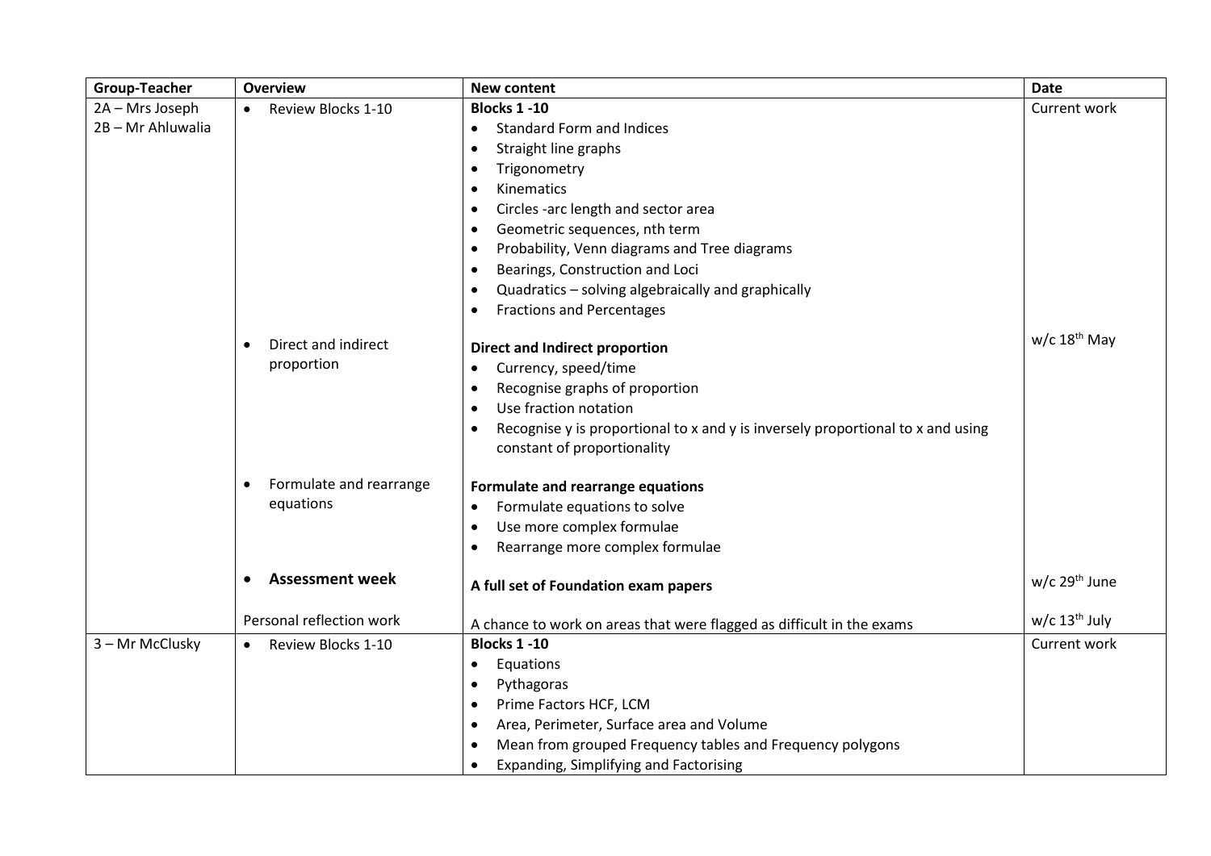| Group-Teacher | Overview | New content | Date |
|---|---|---|---|
| 2A – Mrs Joseph<br>2B – Mr Ahluwalia | • Review Blocks 1-10 | **Blocks 1 -10**<br>• Standard Form and Indices<br>• Straight line graphs<br>• Trigonometry<br>• Kinematics<br>• Circles -arc length and sector area<br>• Geometric sequences, nth term<br>• Probability, Venn diagrams and Tree diagrams<br>• Bearings, Construction and Loci<br>• Quadratics – solving algebraically and graphically<br>• Fractions and Percentages | Current work |
| | • Direct and indirect proportion | **Direct and Indirect proportion**<br>• Currency, speed/time<br>• Recognise graphs of proportion<br>• Use fraction notation<br>• Recognise y is proportional to x and y is inversely proportional to x and using constant of proportionality | w/c 18th May |
| | • Formulate and rearrange equations | **Formulate and rearrange equations**<br>• Formulate equations to solve<br>• Use more complex formulae<br>• Rearrange more complex formulae | |
| | • **Assessment week** | **A full set of Foundation exam papers** | w/c 29th June |
| | Personal reflection work | A chance to work on areas that were flagged as difficult in the exams | w/c 13th July |
| 3 – Mr McClusky | • Review Blocks 1-10 | **Blocks 1 -10**<br>• Equations<br>• Pythagoras<br>• Prime Factors HCF, LCM<br>• Area, Perimeter, Surface area and Volume<br>• Mean from grouped Frequency tables and Frequency polygons<br>• Expanding, Simplifying and Factorising | Current work |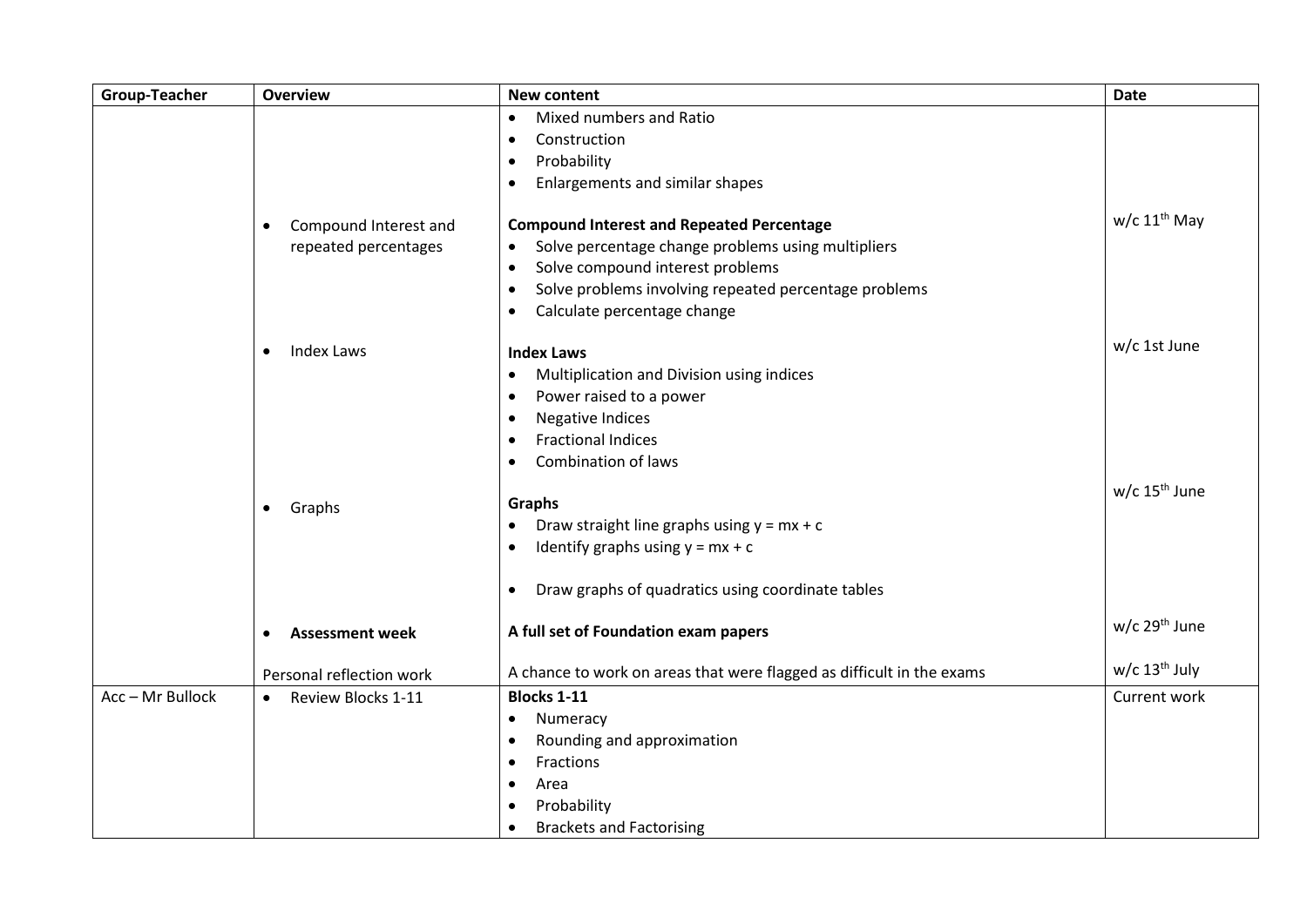| Group-Teacher | Overview | New content | Date |
|---|---|---|---|
| | | • Mixed numbers and Ratio<br>• Construction<br>• Probability<br>• Enlargements and similar shapes | |
| | • Compound Interest and repeated percentages | **Compound Interest and Repeated Percentage**<br>• Solve percentage change problems using multipliers<br>• Solve compound interest problems<br>• Solve problems involving repeated percentage problems<br>• Calculate percentage change | w/c 11th May |
| | • Index Laws | **Index Laws**<br>• Multiplication and Division using indices<br>• Power raised to a power<br>• Negative Indices<br>• Fractional Indices<br>• Combination of laws | w/c 1st June |
| | • Graphs | **Graphs**<br>• Draw straight line graphs using $y = mx + c$<br>• Identify graphs using $y = mx + c$<br><br>• Draw graphs of quadratics using coordinate tables | w/c 15th June |
| | • **Assessment week** | **A full set of Foundation exam papers** | w/c 29th June |
| | Personal reflection work | A chance to work on areas that were flagged as difficult in the exams | w/c 13th July |
| Acc – Mr Bullock | • Review Blocks 1-11 | **Blocks 1-11**<br>• Numeracy<br>• Rounding and approximation<br>• Fractions<br>• Area<br>• Probability<br>• Brackets and Factorising | Current work |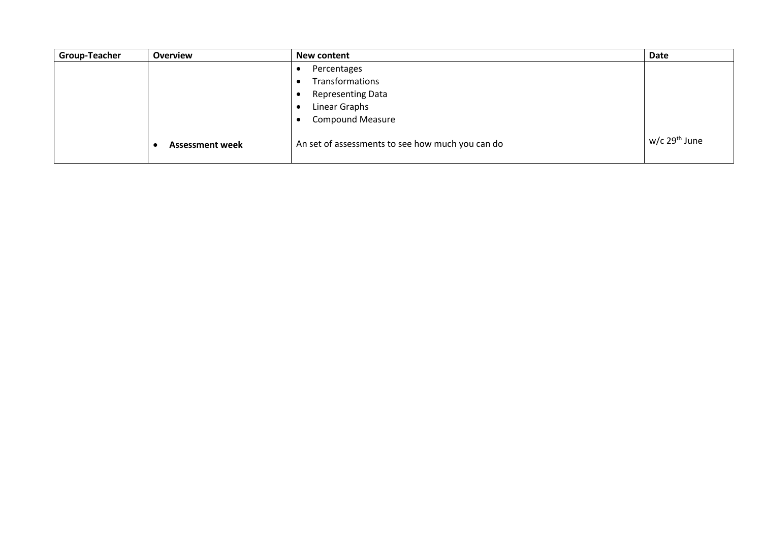| Group-Teacher | Overview | New content | Date |
| --- | --- | --- | --- |
| | | • Percentages<br>• Transformations<br>• Representing Data<br>• Linear Graphs<br>• Compound Measure | |
| | • **Assessment week** | An set of assessments to see how much you can do | w/c 29th June |